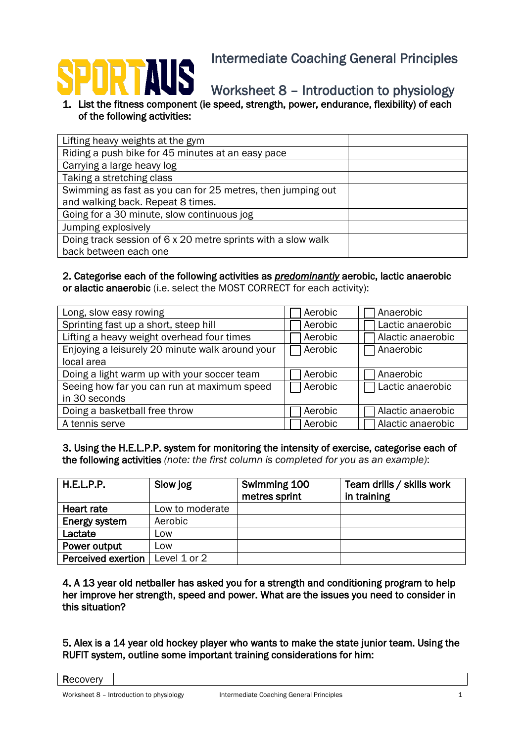# Intermediate Coaching General Principles

## Worksheet 8 – Introduction to physiology

1. **List the fitness component (ie speed, strength, power, endurance, flexibility) of each of the following activities:**

| | |
|---|---|
| Lifting heavy weights at the gym | |
| Riding a push bike for 45 minutes at an easy pace | |
| Carrying a large heavy log | |
| Taking a stretching class | |
| Swimming as fast as you can for 25 metres, then jumping out and walking back. Repeat 8 times. | |
| Going for a 30 minute, slow continuous jog | |
| Jumping explosively | |
| Doing track session of 6 x 20 metre sprints with a slow walk back between each one | |

**2. Categorise each of the following activities as *predominantly* aerobic, lactic anaerobic or alactic anaerobic** (i.e. select the MOST CORRECT for each activity):

| | | |
|---|---|---|
| Long, slow easy rowing | ☐ Aerobic | ☐ Anaerobic |
| Sprinting fast up a short, steep hill | ☐ Aerobic | ☐ Lactic anaerobic |
| Lifting a heavy weight overhead four times | ☐ Aerobic | ☐ Alactic anaerobic |
| Enjoying a leisurely 20 minute walk around your local area | ☐ Aerobic | ☐ Anaerobic |
| Doing a light warm up with your soccer team | ☐ Aerobic | ☐ Anaerobic |
| Seeing how far you can run at maximum speed in 30 seconds | ☐ Aerobic | ☐ Lactic anaerobic |
| Doing a basketball free throw | ☐ Aerobic | ☐ Alactic anaerobic |
| A tennis serve | ☐ Aerobic | ☐ Alactic anaerobic |

**3. Using the H.E.L.P.P. system for monitoring the intensity of exercise, categorise each of the following activities** *(note: the first column is completed for you as an example)*:

| **H.E.L.P.P.** | **Slow jog** | **Swimming 100 metres sprint** | **Team drills / skills work in training** |
|---|---|---|---|
| **Heart rate** | Low to moderate | | |
| **Energy system** | Aerobic | | |
| **Lactate** | Low | | |
| **Power output** | Low | | |
| **Perceived exertion** | Level 1 or 2 | | |

**4. A 13 year old netballer has asked you for a strength and conditioning program to help her improve her strength, speed and power. What are the issues you need to consider in this situation?**

**5. Alex is a 14 year old hockey player who wants to make the state junior team. Using the RUFIT system, outline some important training considerations for him:**

| | |
|---|---|
| Recovery | |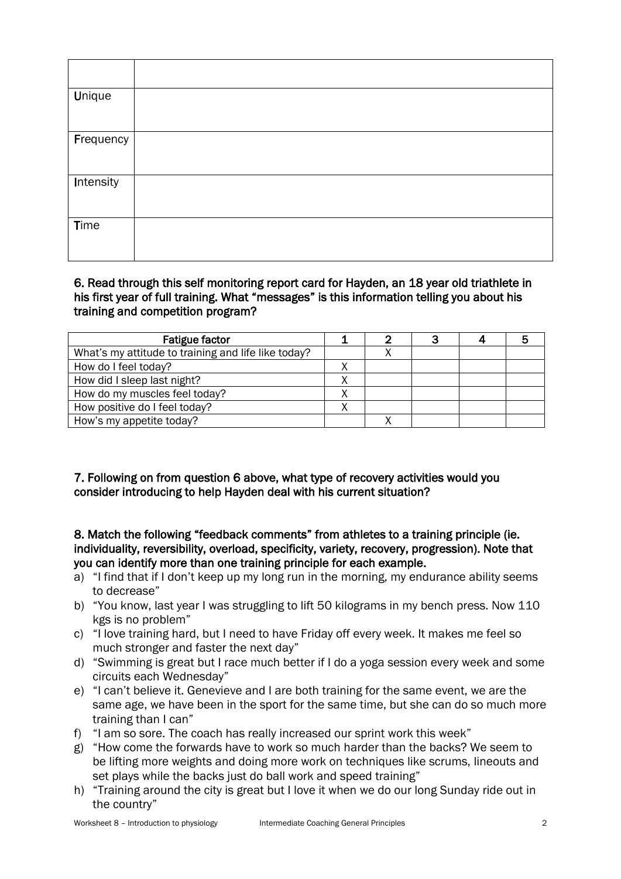| | |
|---|---|
| **U**nique | |
| **F**requency | |
| **I**ntensity | |
| **T**ime | |

**6. Read through this self monitoring report card for Hayden, an 18 year old triathlete in his first year of full training. What "messages" is this information telling you about his training and competition program?**

| Fatigue factor | 1 | 2 | 3 | 4 | 5 |
|---|---|---|---|---|---|
| What's my attitude to training and life like today? | | X | | | |
| How do I feel today? | X | | | | |
| How did I sleep last night? | X | | | | |
| How do my muscles feel today? | X | | | | |
| How positive do I feel today? | X | | | | |
| How's my appetite today? | | X | | | |

**7. Following on from question 6 above, what type of recovery activities would you consider introducing to help Hayden deal with his current situation?**

**8. Match the following "feedback comments" from athletes to a training principle (ie. individuality, reversibility, overload, specificity, variety, recovery, progression). Note that you can identify more than one training principle for each example.**

a) "I find that if I don't keep up my long run in the morning, my endurance ability seems to decrease"
b) "You know, last year I was struggling to lift 50 kilograms in my bench press. Now 110 kgs is no problem"
c) "I love training hard, but I need to have Friday off every week. It makes me feel so much stronger and faster the next day"
d) "Swimming is great but I race much better if I do a yoga session every week and some circuits each Wednesday"
e) "I can't believe it. Genevieve and I are both training for the same event, we are the same age, we have been in the sport for the same time, but she can do so much more training than I can"
f) "I am so sore. The coach has really increased our sprint work this week"
g) "How come the forwards have to work so much harder than the backs? We seem to be lifting more weights and doing more work on techniques like scrums, lineouts and set plays while the backs just do ball work and speed training"
h) "Training around the city is great but I love it when we do our long Sunday ride out in the country"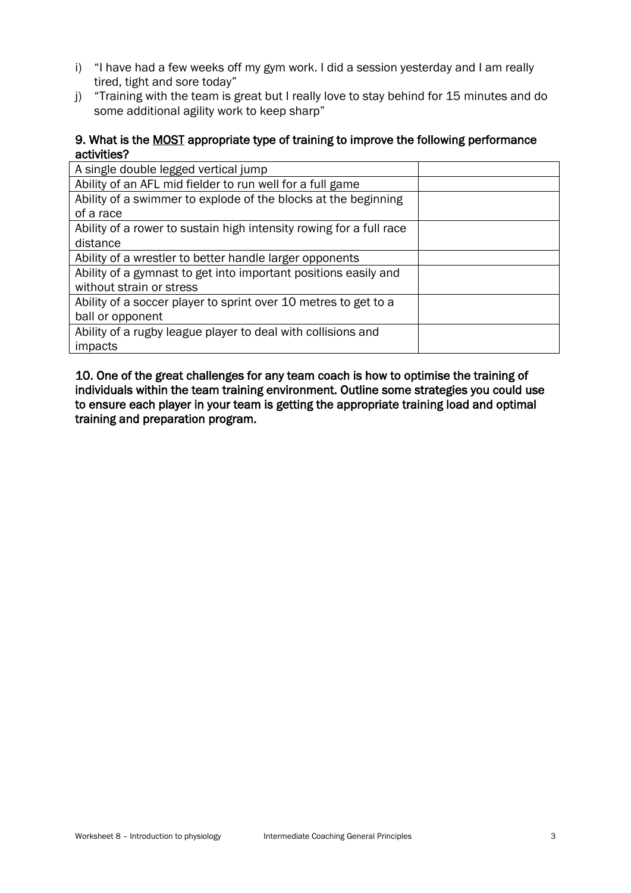i) "I have had a few weeks off my gym work. I did a session yesterday and I am really tired, tight and sore today"
j) "Training with the team is great but I really love to stay behind for 15 minutes and do some additional agility work to keep sharp"

**9. What is the <u>MOST</u> appropriate type of training to improve the following performance activities?**

| | |
|---|---|
| A single double legged vertical jump | |
| Ability of an AFL mid fielder to run well for a full game | |
| Ability of a swimmer to explode of the blocks at the beginning of a race | |
| Ability of a rower to sustain high intensity rowing for a full race distance | |
| Ability of a wrestler to better handle larger opponents | |
| Ability of a gymnast to get into important positions easily and without strain or stress | |
| Ability of a soccer player to sprint over 10 metres to get to a ball or opponent | |
| Ability of a rugby league player to deal with collisions and impacts | |

**10. One of the great challenges for any team coach is how to optimise the training of individuals within the team training environment. Outline some strategies you could use to ensure each player in your team is getting the appropriate training load and optimal training and preparation program.**